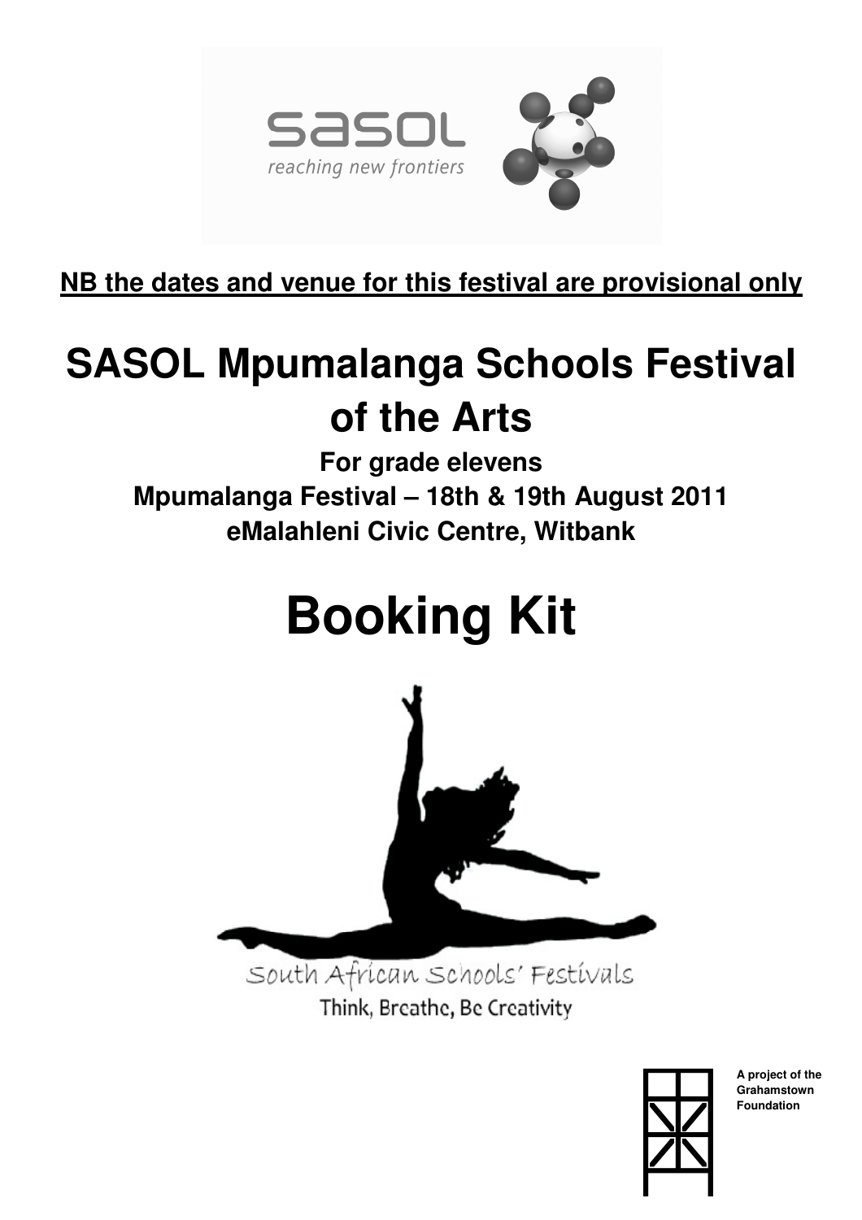sasol
reaching new frontiers

**NB the dates and venue for this festival are provisional only**

# SASOL Mpumalanga Schools Festival of the Arts

**For grade elevens**

**Mpumalanga Festival – 18th & 19th August 2011**

**eMalahleni Civic Centre, Witbank**

# Booking Kit

South African Schools' Festivals

Think, Breathe, Be Creativity

**A project of the Grahamstown Foundation**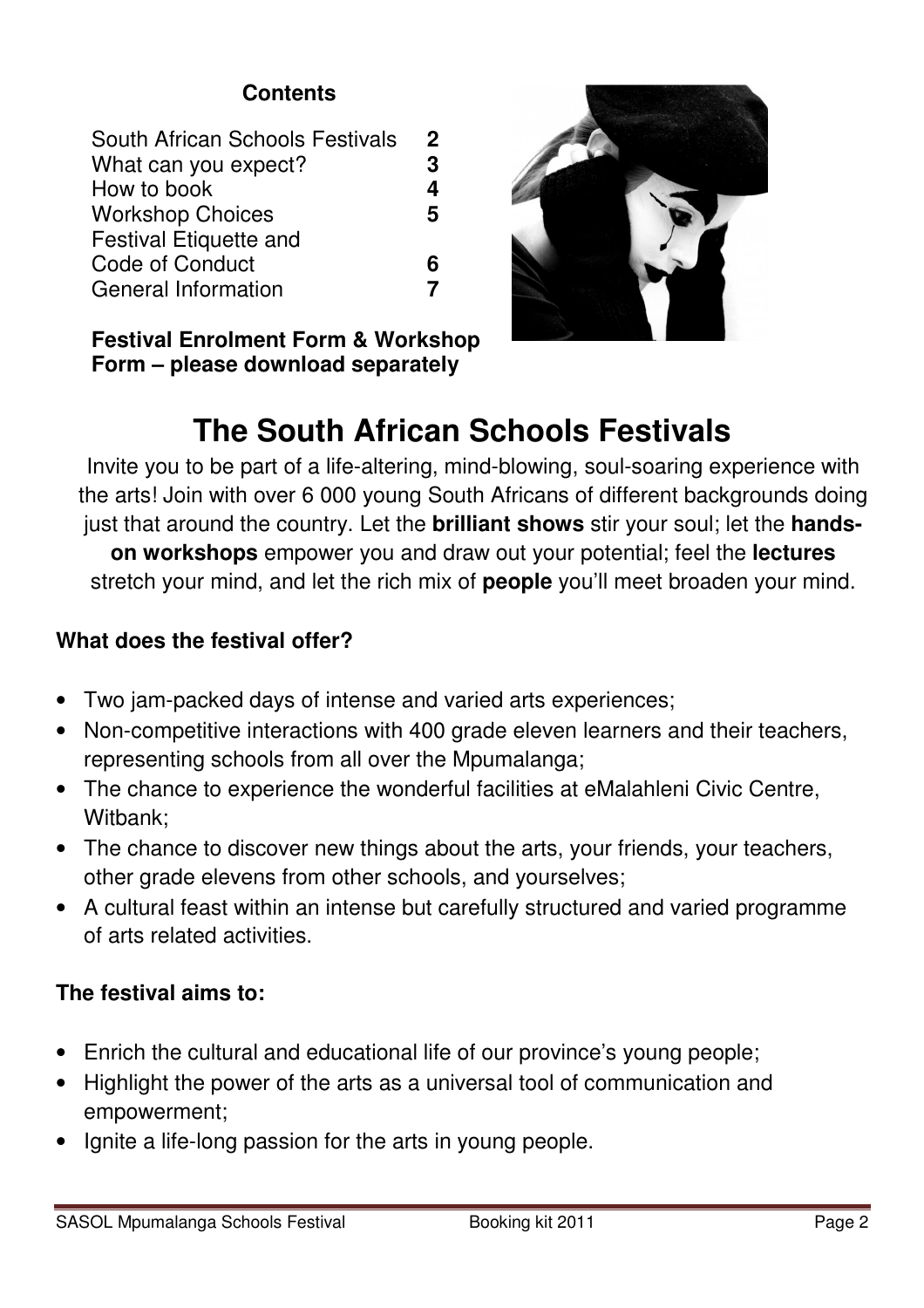**Contents**

| | |
|---|---|
| South African Schools Festivals | 2 |
| What can you expect? | 3 |
| How to book | 4 |
| Workshop Choices | 5 |
| Festival Etiquette and Code of Conduct | 6 |
| General Information | 7 |

**Festival Enrolment Form & Workshop Form – please download separately**

# The South African Schools Festivals

Invite you to be part of a life-altering, mind-blowing, soul-soaring experience with the arts! Join with over 6 000 young South Africans of different backgrounds doing just that around the country. Let the **brilliant shows** stir your soul; let the **hands-on workshops** empower you and draw out your potential; feel the **lectures** stretch your mind, and let the rich mix of **people** you'll meet broaden your mind.

### What does the festival offer?

- Two jam-packed days of intense and varied arts experiences;
- Non-competitive interactions with 400 grade eleven learners and their teachers, representing schools from all over the Mpumalanga;
- The chance to experience the wonderful facilities at eMalahleni Civic Centre, Witbank;
- The chance to discover new things about the arts, your friends, your teachers, other grade elevens from other schools, and yourselves;
- A cultural feast within an intense but carefully structured and varied programme of arts related activities.

### The festival aims to:

- Enrich the cultural and educational life of our province's young people;
- Highlight the power of the arts as a universal tool of communication and empowerment;
- Ignite a life-long passion for the arts in young people.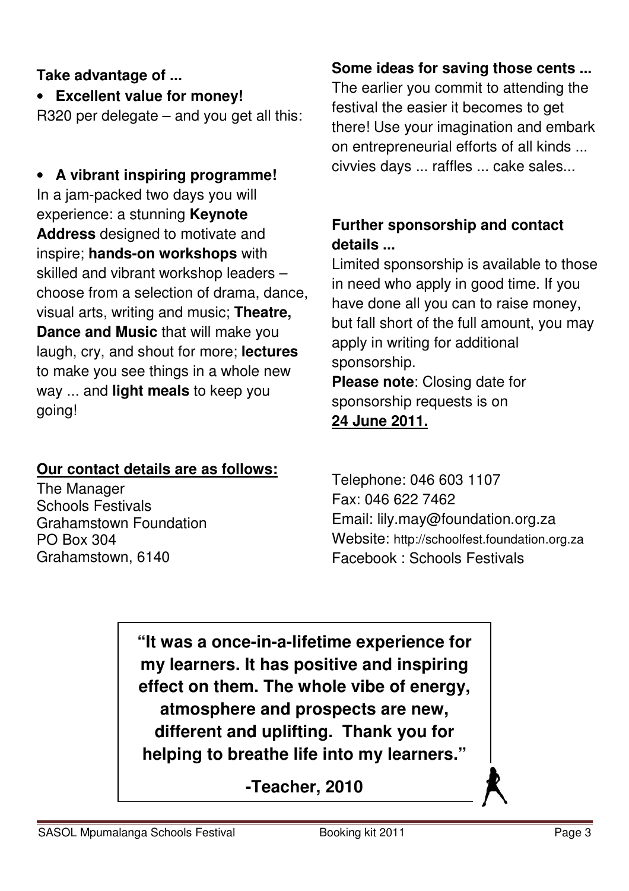**Take advantage of ...**

- **Excellent value for money!**

R320 per delegate – and you get all this:

- **A vibrant inspiring programme!**

In a jam-packed two days you will experience: a stunning **Keynote Address** designed to motivate and inspire; **hands-on workshops** with skilled and vibrant workshop leaders – choose from a selection of drama, dance, visual arts, writing and music; **Theatre, Dance and Music** that will make you laugh, cry, and shout for more; **lectures** to make you see things in a whole new way ... and **light meals** to keep you going!

**Some ideas for saving those cents ...**

The earlier you commit to attending the festival the easier it becomes to get there! Use your imagination and embark on entrepreneurial efforts of all kinds ... civvies days ... raffles ... cake sales...

**Further sponsorship and contact details ...**

Limited sponsorship is available to those in need who apply in good time. If you have done all you can to raise money, but fall short of the full amount, you may apply in writing for additional sponsorship.

**Please note**: Closing date for sponsorship requests is on **24 June 2011.**

**Our contact details are as follows:**

The Manager
Schools Festivals
Grahamstown Foundation
PO Box 304
Grahamstown, 6140

Telephone: 046 603 1107
Fax: 046 622 7462
Email: lily.may@foundation.org.za
Website: http://schoolfest.foundation.org.za
Facebook : Schools Festivals

**"It was a once-in-a-lifetime experience for my learners. It has positive and inspiring effect on them. The whole vibe of energy, atmosphere and prospects are new, different and uplifting. Thank you for helping to breathe life into my learners."**

**-Teacher, 2010**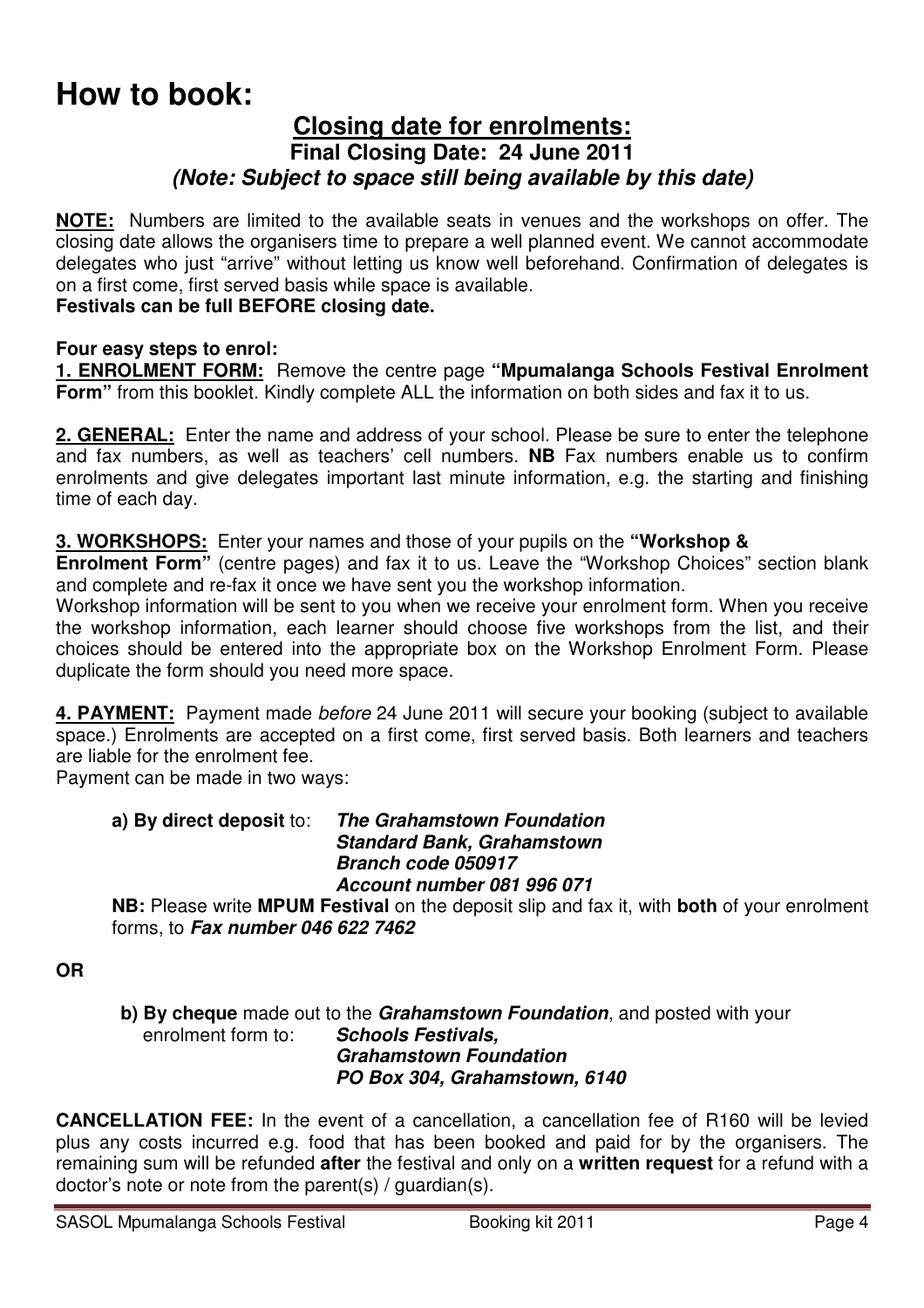# How to book:

## Closing date for enrolments:

### Final Closing Date: 24 June 2011

### *(Note: Subject to space still being available by this date)*

**NOTE:** Numbers are limited to the available seats in venues and the workshops on offer. The closing date allows the organisers time to prepare a well planned event. We cannot accommodate delegates who just "arrive" without letting us know well beforehand. Confirmation of delegates is on a first come, first served basis while space is available.

**Festivals can be full BEFORE closing date.**

**Four easy steps to enrol:**

**1. ENROLMENT FORM:** Remove the centre page **"Mpumalanga Schools Festival Enrolment Form"** from this booklet. Kindly complete ALL the information on both sides and fax it to us.

**2. GENERAL:** Enter the name and address of your school. Please be sure to enter the telephone and fax numbers, as well as teachers' cell numbers. **NB** Fax numbers enable us to confirm enrolments and give delegates important last minute information, e.g. the starting and finishing time of each day.

**3. WORKSHOPS:** Enter your names and those of your pupils on the **"Workshop & Enrolment Form"** (centre pages) and fax it to us. Leave the "Workshop Choices" section blank and complete and re-fax it once we have sent you the workshop information.

Workshop information will be sent to you when we receive your enrolment form. When you receive the workshop information, each learner should choose five workshops from the list, and their choices should be entered into the appropriate box on the Workshop Enrolment Form. Please duplicate the form should you need more space.

**4. PAYMENT:** Payment made *before* 24 June 2011 will secure your booking (subject to available space.) Enrolments are accepted on a first come, first served basis. Both learners and teachers are liable for the enrolment fee.

Payment can be made in two ways:

**a) By direct deposit** to: ***The Grahamstown Foundation***
***Standard Bank, Grahamstown***
***Branch code 050917***
***Account number 081 996 071***

**NB:** Please write **MPUM Festival** on the deposit slip and fax it, with **both** of your enrolment forms, to ***Fax number 046 622 7462***

**OR**

**b) By cheque** made out to the ***Grahamstown Foundation***, and posted with your enrolment form to: ***Schools Festivals,***
***Grahamstown Foundation***
***PO Box 304, Grahamstown, 6140***

**CANCELLATION FEE:** In the event of a cancellation, a cancellation fee of R160 will be levied plus any costs incurred e.g. food that has been booked and paid for by the organisers. The remaining sum will be refunded **after** the festival and only on a **written request** for a refund with a doctor's note or note from the parent(s) / guardian(s).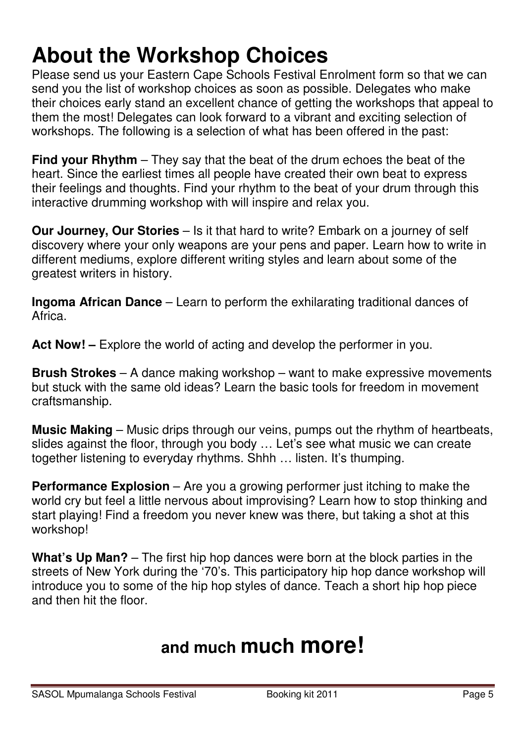# About the Workshop Choices

Please send us your Eastern Cape Schools Festival Enrolment form so that we can send you the list of workshop choices as soon as possible. Delegates who make their choices early stand an excellent chance of getting the workshops that appeal to them the most! Delegates can look forward to a vibrant and exciting selection of workshops. The following is a selection of what has been offered in the past:

**Find your Rhythm** – They say that the beat of the drum echoes the beat of the heart. Since the earliest times all people have created their own beat to express their feelings and thoughts. Find your rhythm to the beat of your drum through this interactive drumming workshop with will inspire and relax you.

**Our Journey, Our Stories** – Is it that hard to write? Embark on a journey of self discovery where your only weapons are your pens and paper. Learn how to write in different mediums, explore different writing styles and learn about some of the greatest writers in history.

**Ingoma African Dance** – Learn to perform the exhilarating traditional dances of Africa.

**Act Now! –** Explore the world of acting and develop the performer in you.

**Brush Strokes** – A dance making workshop – want to make expressive movements but stuck with the same old ideas? Learn the basic tools for freedom in movement craftsmanship.

**Music Making** – Music drips through our veins, pumps out the rhythm of heartbeats, slides against the floor, through you body … Let's see what music we can create together listening to everyday rhythms. Shhh … listen. It's thumping.

**Performance Explosion** – Are you a growing performer just itching to make the world cry but feel a little nervous about improvising? Learn how to stop thinking and start playing! Find a freedom you never knew was there, but taking a shot at this workshop!

**What's Up Man?** – The first hip hop dances were born at the block parties in the streets of New York during the '70's. This participatory hip hop dance workshop will introduce you to some of the hip hop styles of dance. Teach a short hip hop piece and then hit the floor.

## and much much more!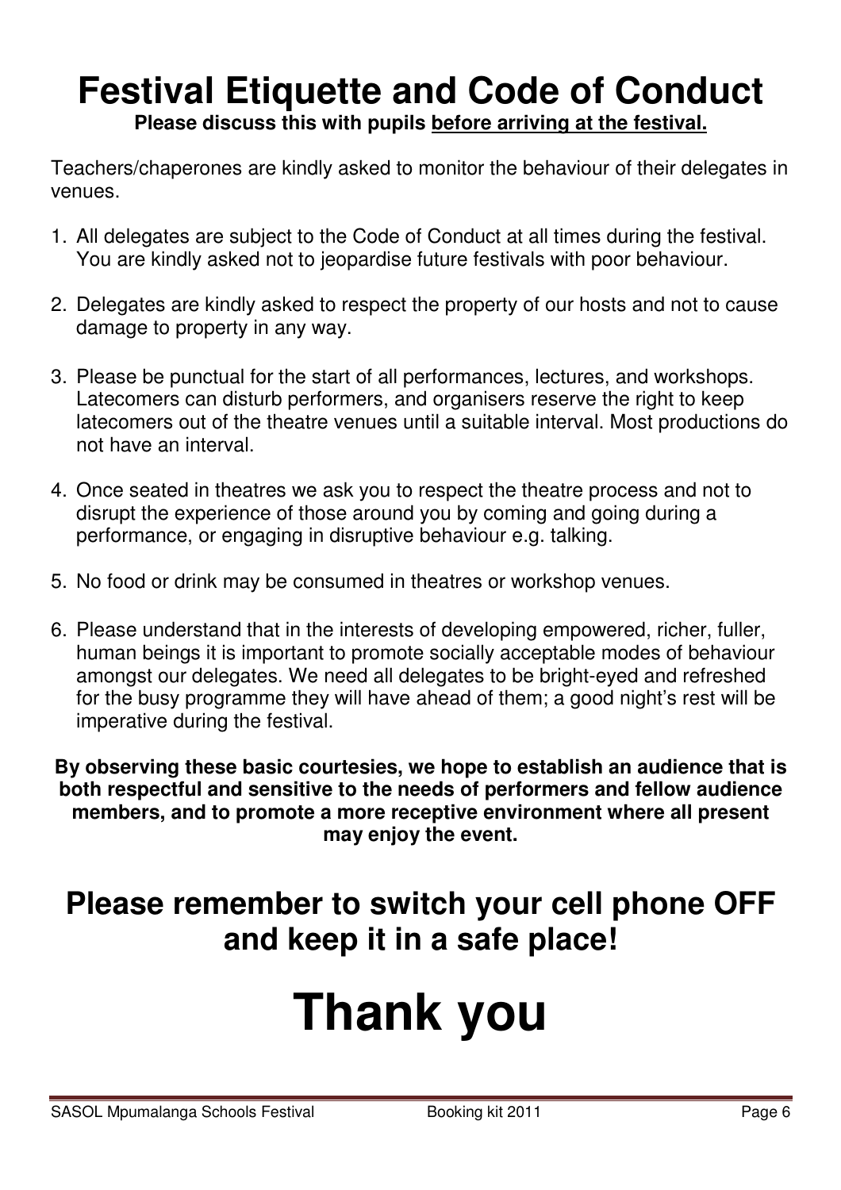# Festival Etiquette and Code of Conduct

**Please discuss this with pupils before arriving at the festival.**

Teachers/chaperones are kindly asked to monitor the behaviour of their delegates in venues.

1. All delegates are subject to the Code of Conduct at all times during the festival. You are kindly asked not to jeopardise future festivals with poor behaviour.
2. Delegates are kindly asked to respect the property of our hosts and not to cause damage to property in any way.
3. Please be punctual for the start of all performances, lectures, and workshops. Latecomers can disturb performers, and organisers reserve the right to keep latecomers out of the theatre venues until a suitable interval. Most productions do not have an interval.
4. Once seated in theatres we ask you to respect the theatre process and not to disrupt the experience of those around you by coming and going during a performance, or engaging in disruptive behaviour e.g. talking.
5. No food or drink may be consumed in theatres or workshop venues.
6. Please understand that in the interests of developing empowered, richer, fuller, human beings it is important to promote socially acceptable modes of behaviour amongst our delegates. We need all delegates to be bright-eyed and refreshed for the busy programme they will have ahead of them; a good night's rest will be imperative during the festival.

**By observing these basic courtesies, we hope to establish an audience that is both respectful and sensitive to the needs of performers and fellow audience members, and to promote a more receptive environment where all present may enjoy the event.**

## Please remember to switch your cell phone OFF and keep it in a safe place!

# Thank you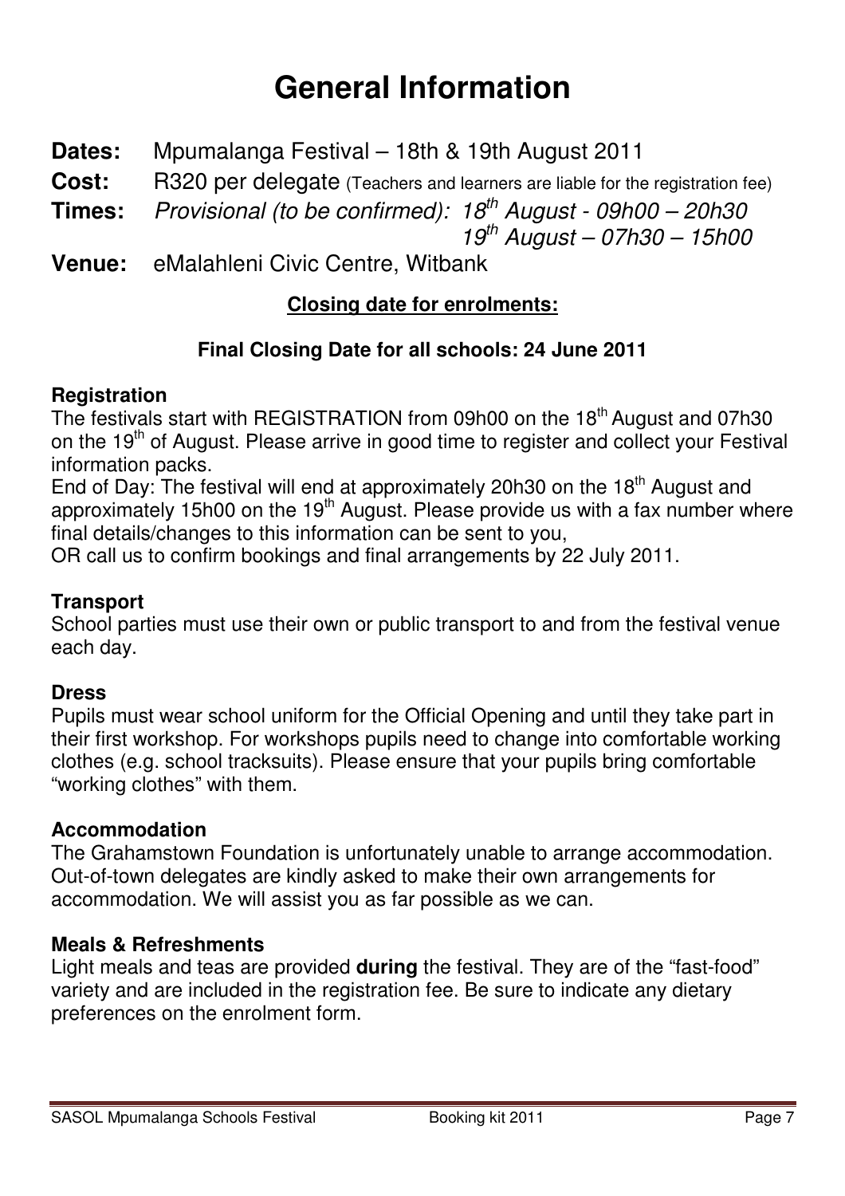# General Information

**Dates:** Mpumalanga Festival – 18th & 19th August 2011

**Cost:** R320 per delegate (Teachers and learners are liable for the registration fee)

**Times:** *Provisional (to be confirmed): 18th August - 09h00 – 20h30*
*19th August – 07h30 – 15h00*

**Venue:** eMalahleni Civic Centre, Witbank

**Closing date for enrolments:**

**Final Closing Date for all schools: 24 June 2011**

### Registration

The festivals start with REGISTRATION from 09h00 on the 18th August and 07h30 on the 19th of August. Please arrive in good time to register and collect your Festival information packs.

End of Day: The festival will end at approximately 20h30 on the 18th August and approximately 15h00 on the 19th August. Please provide us with a fax number where final details/changes to this information can be sent to you,

OR call us to confirm bookings and final arrangements by 22 July 2011.

### Transport

School parties must use their own or public transport to and from the festival venue each day.

### Dress

Pupils must wear school uniform for the Official Opening and until they take part in their first workshop. For workshops pupils need to change into comfortable working clothes (e.g. school tracksuits). Please ensure that your pupils bring comfortable "working clothes" with them.

### Accommodation

The Grahamstown Foundation is unfortunately unable to arrange accommodation. Out-of-town delegates are kindly asked to make their own arrangements for accommodation. We will assist you as far possible as we can.

### Meals & Refreshments

Light meals and teas are provided **during** the festival. They are of the "fast-food" variety and are included in the registration fee. Be sure to indicate any dietary preferences on the enrolment form.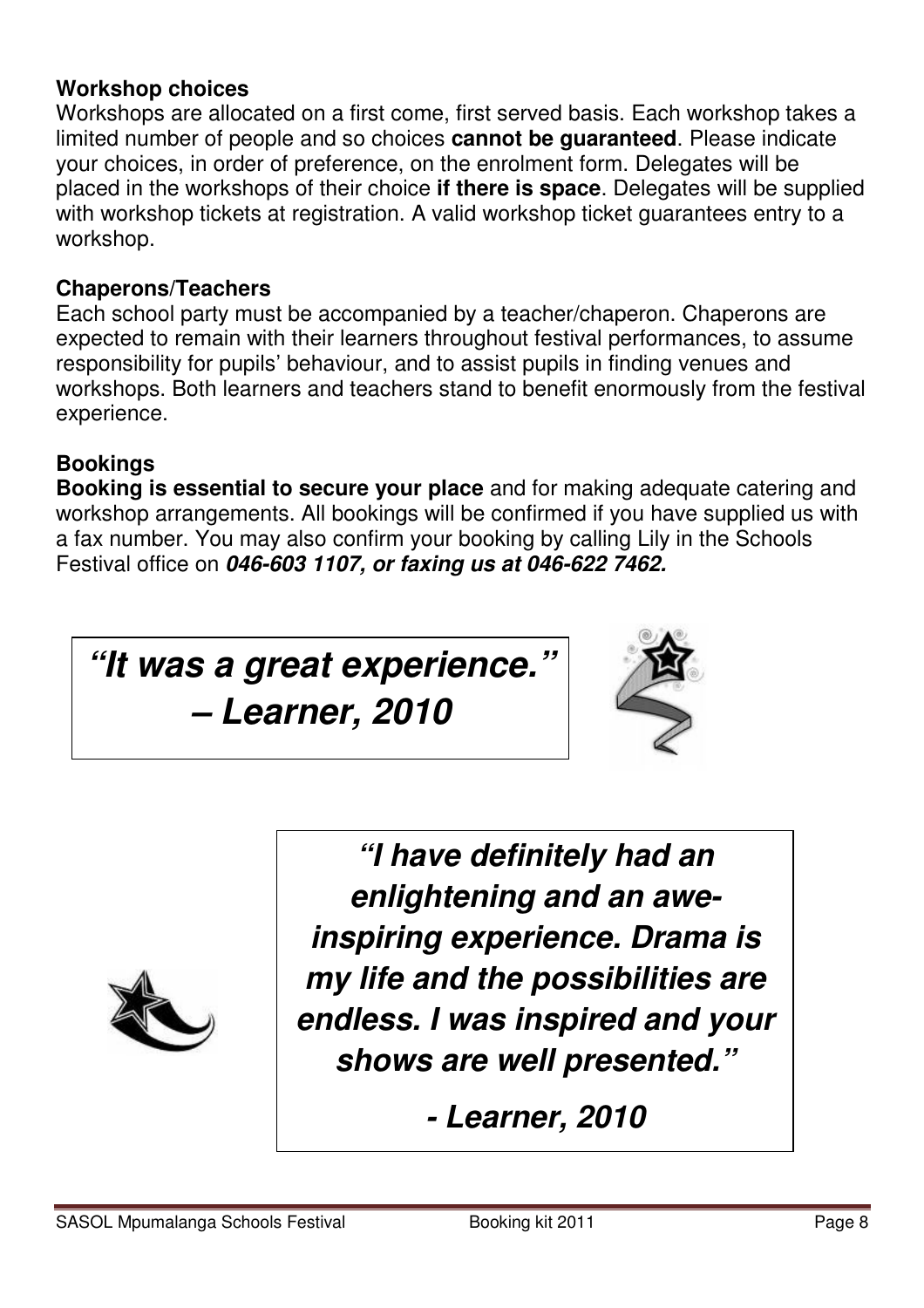### Workshop choices

Workshops are allocated on a first come, first served basis. Each workshop takes a limited number of people and so choices **cannot be guaranteed**. Please indicate your choices, in order of preference, on the enrolment form. Delegates will be placed in the workshops of their choice **if there is space**. Delegates will be supplied with workshop tickets at registration. A valid workshop ticket guarantees entry to a workshop.

### Chaperons/Teachers

Each school party must be accompanied by a teacher/chaperon. Chaperons are expected to remain with their learners throughout festival performances, to assume responsibility for pupils' behaviour, and to assist pupils in finding venues and workshops. Both learners and teachers stand to benefit enormously from the festival experience.

### Bookings

**Booking is essential to secure your place** and for making adequate catering and workshop arrangements. All bookings will be confirmed if you have supplied us with a fax number. You may also confirm your booking by calling Lily in the Schools Festival office on ***046-603 1107, or faxing us at 046-622 7462.***

***"It was a great experience." – Learner, 2010***

***"I have definitely had an enlightening and an awe-inspiring experience. Drama is my life and the possibilities are endless. I was inspired and your shows are well presented."***

***- Learner, 2010***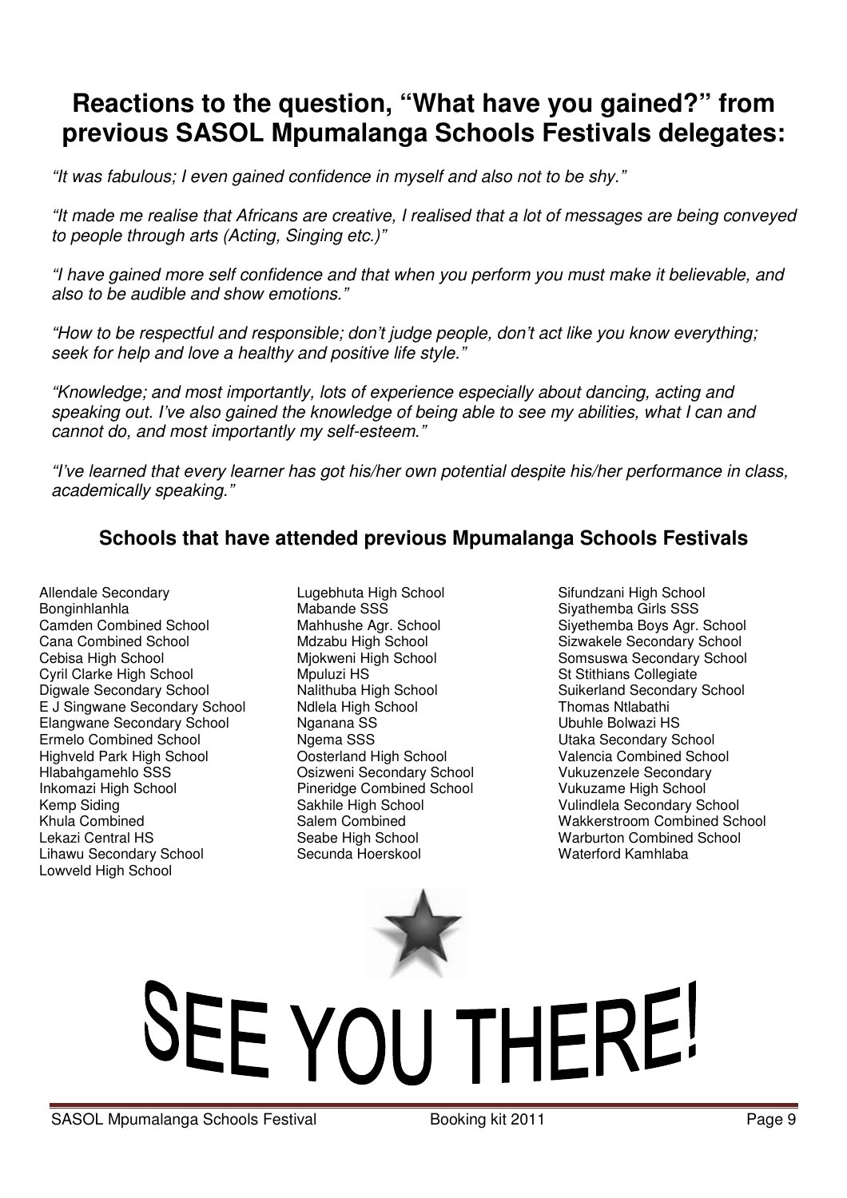# Reactions to the question, "What have you gained?" from previous SASOL Mpumalanga Schools Festivals delegates:

*"It was fabulous; I even gained confidence in myself and also not to be shy."*

*"It made me realise that Africans are creative, I realised that a lot of messages are being conveyed to people through arts (Acting, Singing etc.)"*

*"I have gained more self confidence and that when you perform you must make it believable, and also to be audible and show emotions."*

*"How to be respectful and responsible; don't judge people, don't act like you know everything; seek for help and love a healthy and positive life style."*

*"Knowledge; and most importantly, lots of experience especially about dancing, acting and speaking out. I've also gained the knowledge of being able to see my abilities, what I can and cannot do, and most importantly my self-esteem."*

*"I've learned that every learner has got his/her own potential despite his/her performance in class, academically speaking."*

## Schools that have attended previous Mpumalanga Schools Festivals

Allendale Secondary
Bonginhlanhla
Camden Combined School
Cana Combined School
Cebisa High School
Cyril Clarke High School
Digwale Secondary School
E J Singwane Secondary School
Elangwane Secondary School
Ermelo Combined School
Highveld Park High School
Hlabahgamehlo SSS
Inkomazi High School
Kemp Siding
Khula Combined
Lekazi Central HS
Lihawu Secondary School
Lowveld High School
Lugebhuta High School
Mabande SSS
Mahhushe Agr. School
Mdzabu High School
Mjokweni High School
Mpuluzi HS
Nalithuba High School
Ndlela High School
Nganana SS
Ngema SSS
Oosterland High School
Osizweni Secondary School
Pineridge Combined School
Sakhile High School
Salem Combined
Seabe High School
Secunda Hoerskool
Sifundzani High School
Siyathemba Girls SSS
Siyethemba Boys Agr. School
Sizwakele Secondary School
Somsuswa Secondary School
St Stithians Collegiate
Suikerland Secondary School
Thomas Ntlabathi
Ubuhle Bolwazi HS
Utaka Secondary School
Valencia Combined School
Vukuzenzele Secondary
Vukuzame High School
Vulindlela Secondary School
Wakkerstroom Combined School
Warburton Combined School
Waterford Kamhlaba

# SEE YOU THERE!